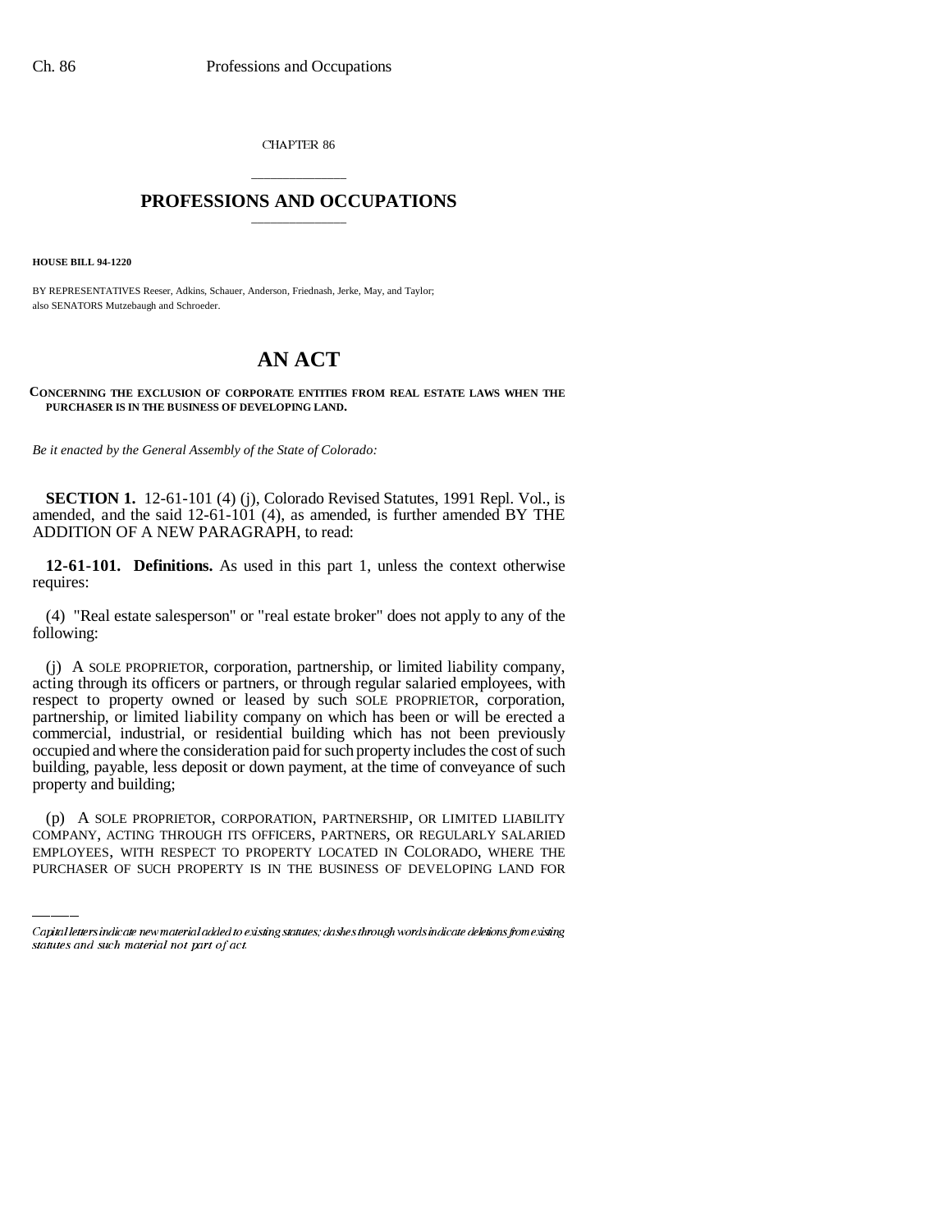CHAPTER 86

# PROFESSIONS AND OCCUPATIONS

**HOUSE BILL 94-1220**

BY REPRESENTATIVES Reeser, Adkins, Schauer, Anderson, Friednash, Jerke, May, and Taylor;
also SENATORS Mutzebaugh and Schroeder.

# AN ACT

**CONCERNING THE EXCLUSION OF CORPORATE ENTITIES FROM REAL ESTATE LAWS WHEN THE PURCHASER IS IN THE BUSINESS OF DEVELOPING LAND.**

*Be it enacted by the General Assembly of the State of Colorado:*

**SECTION 1.** 12-61-101 (4) (j), Colorado Revised Statutes, 1991 Repl. Vol., is amended, and the said 12-61-101 (4), as amended, is further amended BY THE ADDITION OF A NEW PARAGRAPH, to read:

**12-61-101. Definitions.** As used in this part 1, unless the context otherwise requires:

(4) "Real estate salesperson" or "real estate broker" does not apply to any of the following:

(j) A SOLE PROPRIETOR, corporation, partnership, or limited liability company, acting through its officers or partners, or through regular salaried employees, with respect to property owned or leased by such SOLE PROPRIETOR, corporation, partnership, or limited liability company on which has been or will be erected a commercial, industrial, or residential building which has not been previously occupied and where the consideration paid for such property includes the cost of such building, payable, less deposit or down payment, at the time of conveyance of such property and building;

(p) A SOLE PROPRIETOR, CORPORATION, PARTNERSHIP, OR LIMITED LIABILITY COMPANY, ACTING THROUGH ITS OFFICERS, PARTNERS, OR REGULARLY SALARIED EMPLOYEES, WITH RESPECT TO PROPERTY LOCATED IN COLORADO, WHERE THE PURCHASER OF SUCH PROPERTY IS IN THE BUSINESS OF DEVELOPING LAND FOR

Capital letters indicate new material added to existing statutes; dashes through words indicate deletions from existing statutes and such material not part of act.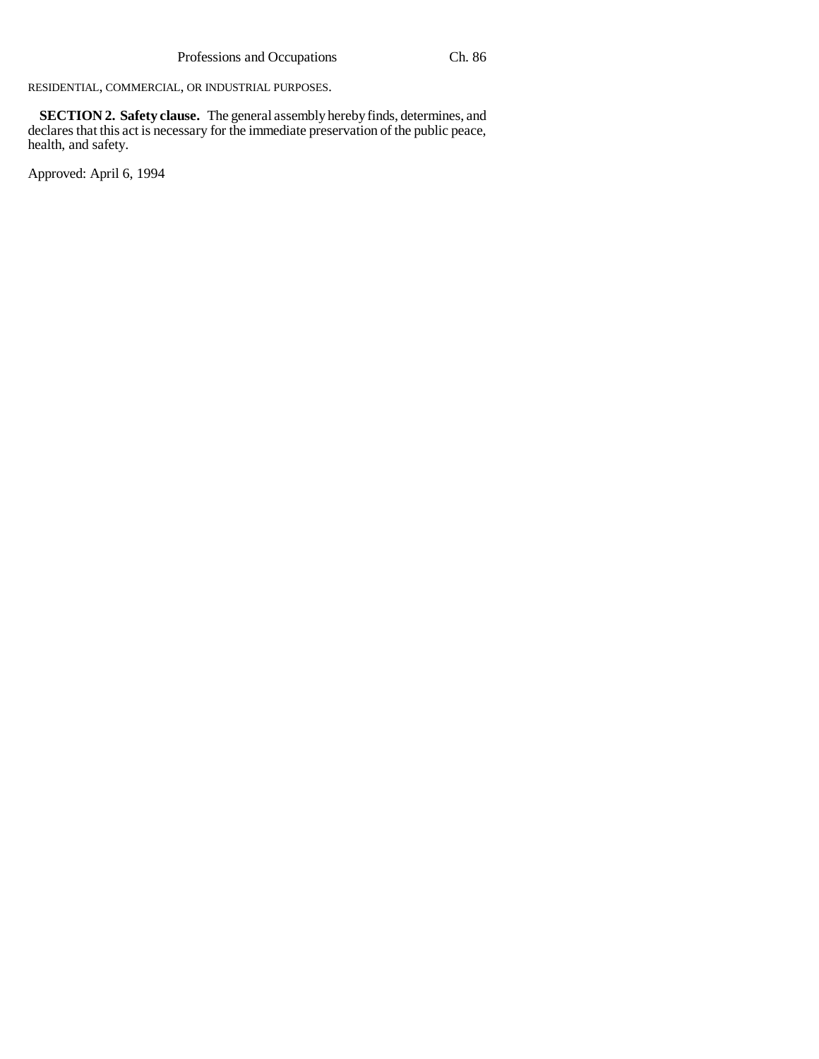RESIDENTIAL, COMMERCIAL, OR INDUSTRIAL PURPOSES.

**SECTION 2. Safety clause.** The general assembly hereby finds, determines, and declares that this act is necessary for the immediate preservation of the public peace, health, and safety.

Approved: April 6, 1994